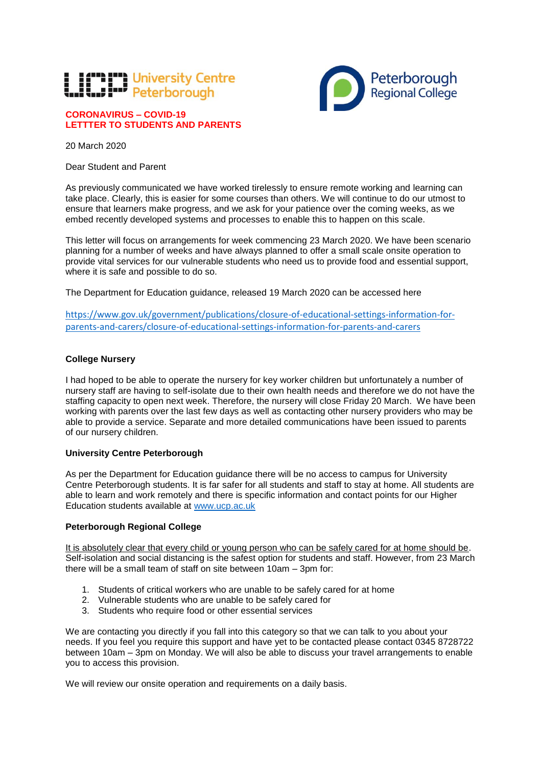University Centre Peterborough

Peterborough Regional College

**CORONAVIRUS – COVID-19**
**LETTTER TO STUDENTS AND PARENTS**

20 March 2020

Dear Student and Parent

As previously communicated we have worked tirelessly to ensure remote working and learning can take place. Clearly, this is easier for some courses than others. We will continue to do our utmost to ensure that learners make progress, and we ask for your patience over the coming weeks, as we embed recently developed systems and processes to enable this to happen on this scale.

This letter will focus on arrangements for week commencing 23 March 2020. We have been scenario planning for a number of weeks and have always planned to offer a small scale onsite operation to provide vital services for our vulnerable students who need us to provide food and essential support, where it is safe and possible to do so.

The Department for Education guidance, released 19 March 2020 can be accessed here

https://www.gov.uk/government/publications/closure-of-educational-settings-information-for-parents-and-carers/closure-of-educational-settings-information-for-parents-and-carers

**College Nursery**

I had hoped to be able to operate the nursery for key worker children but unfortunately a number of nursery staff are having to self-isolate due to their own health needs and therefore we do not have the staffing capacity to open next week. Therefore, the nursery will close Friday 20 March. We have been working with parents over the last few days as well as contacting other nursery providers who may be able to provide a service. Separate and more detailed communications have been issued to parents of our nursery children.

**University Centre Peterborough**

As per the Department for Education guidance there will be no access to campus for University Centre Peterborough students. It is far safer for all students and staff to stay at home. All students are able to learn and work remotely and there is specific information and contact points for our Higher Education students available at www.ucp.ac.uk

**Peterborough Regional College**

It is absolutely clear that every child or young person who can be safely cared for at home should be. Self-isolation and social distancing is the safest option for students and staff. However, from 23 March there will be a small team of staff on site between 10am – 3pm for:

1. Students of critical workers who are unable to be safely cared for at home
2. Vulnerable students who are unable to be safely cared for
3. Students who require food or other essential services

We are contacting you directly if you fall into this category so that we can talk to you about your needs. If you feel you require this support and have yet to be contacted please contact 0345 8728722 between 10am – 3pm on Monday. We will also be able to discuss your travel arrangements to enable you to access this provision.

We will review our onsite operation and requirements on a daily basis.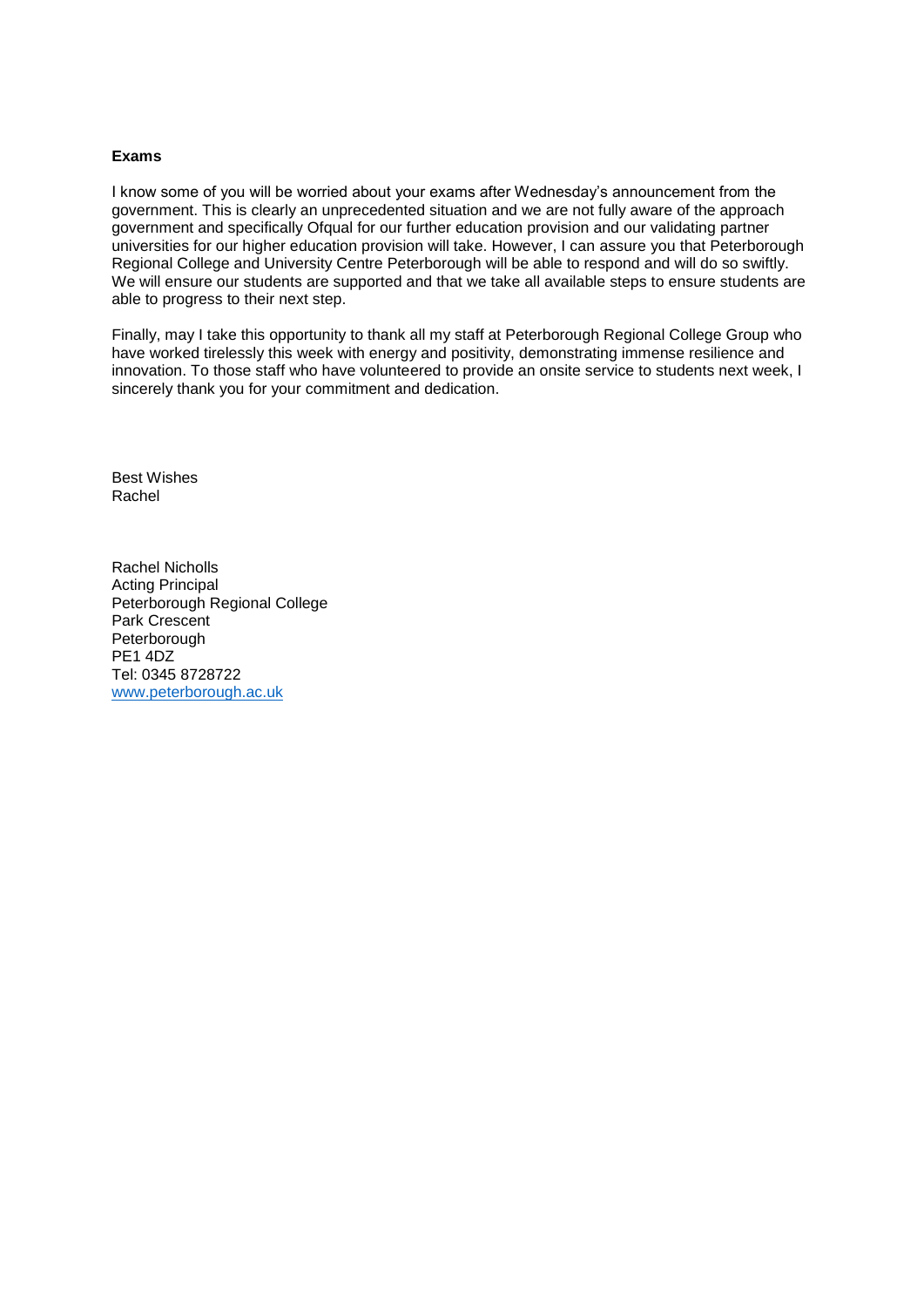**Exams**

I know some of you will be worried about your exams after Wednesday's announcement from the government. This is clearly an unprecedented situation and we are not fully aware of the approach government and specifically Ofqual for our further education provision and our validating partner universities for our higher education provision will take. However, I can assure you that Peterborough Regional College and University Centre Peterborough will be able to respond and will do so swiftly. We will ensure our students are supported and that we take all available steps to ensure students are able to progress to their next step.

Finally, may I take this opportunity to thank all my staff at Peterborough Regional College Group who have worked tirelessly this week with energy and positivity, demonstrating immense resilience and innovation. To those staff who have volunteered to provide an onsite service to students next week, I sincerely thank you for your commitment and dedication.

Best Wishes
Rachel

Rachel Nicholls
Acting Principal
Peterborough Regional College
Park Crescent
Peterborough
PE1 4DZ
Tel: 0345 8728722
www.peterborough.ac.uk